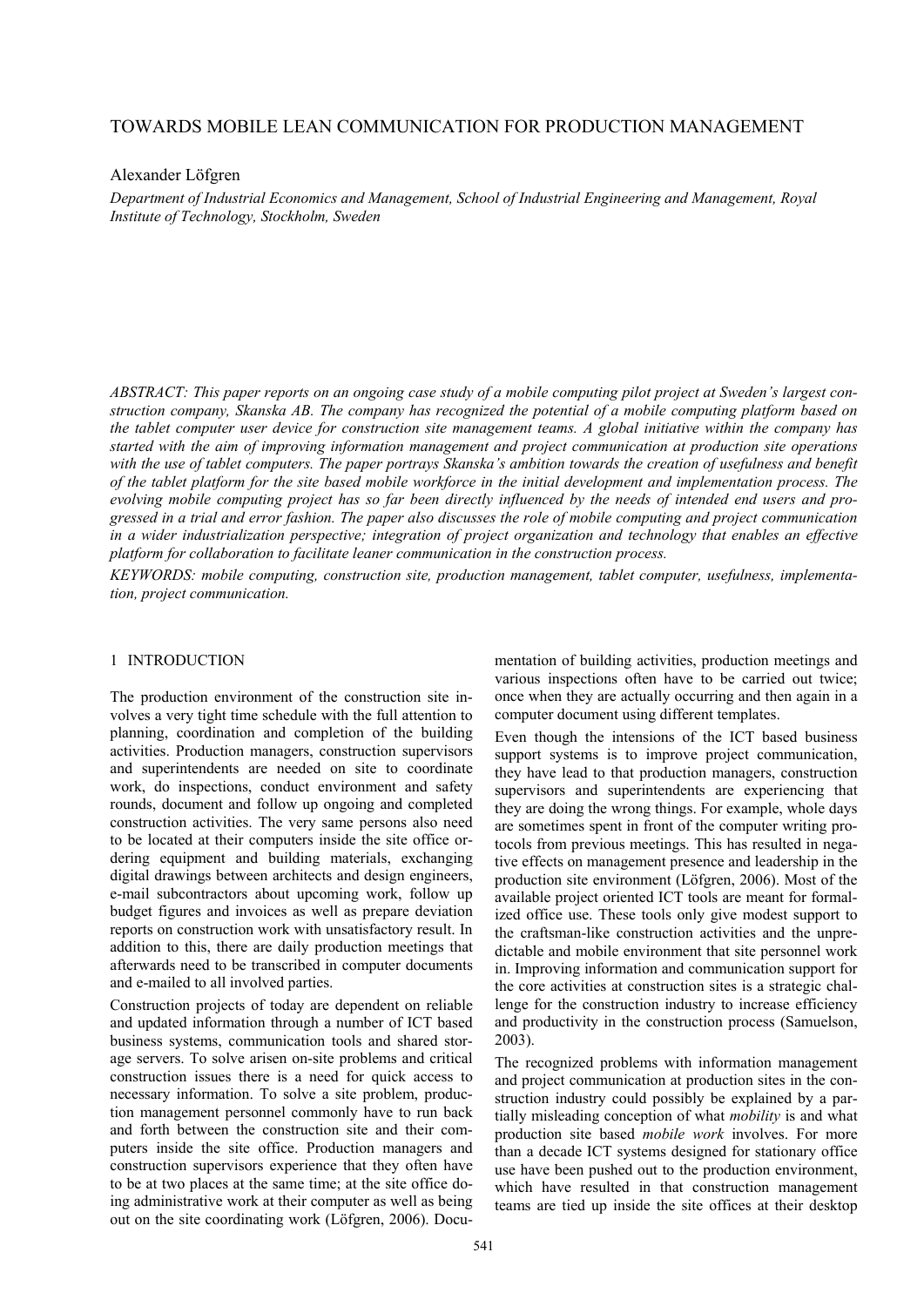# TOWARDS MOBILE LEAN COMMUNICATION FOR PRODUCTION MANAGEMENT

Alexander Löfgren

*Department of Industrial Economics and Management, School of Industrial Engineering and Management, Royal Institute of Technology, Stockholm, Sweden*

*ABSTRACT: This paper reports on an ongoing case study of a mobile computing pilot project at Sweden's largest construction company, Skanska AB. The company has recognized the potential of a mobile computing platform based on the tablet computer user device for construction site management teams. A global initiative within the company has started with the aim of improving information management and project communication at production site operations with the use of tablet computers. The paper portrays Skanska's ambition towards the creation of usefulness and benefit of the tablet platform for the site based mobile workforce in the initial development and implementation process. The evolving mobile computing project has so far been directly influenced by the needs of intended end users and progressed in a trial and error fashion. The paper also discusses the role of mobile computing and project communication in a wider industrialization perspective; integration of project organization and technology that enables an effective platform for collaboration to facilitate leaner communication in the construction process.*

*KEYWORDS: mobile computing, construction site, production management, tablet computer, usefulness, implementation, project communication.*

## 1 INTRODUCTION

The production environment of the construction site involves a very tight time schedule with the full attention to planning, coordination and completion of the building activities. Production managers, construction supervisors and superintendents are needed on site to coordinate work, do inspections, conduct environment and safety rounds, document and follow up ongoing and completed construction activities. The very same persons also need to be located at their computers inside the site office ordering equipment and building materials, exchanging digital drawings between architects and design engineers, e-mail subcontractors about upcoming work, follow up budget figures and invoices as well as prepare deviation reports on construction work with unsatisfactory result. In addition to this, there are daily production meetings that afterwards need to be transcribed in computer documents and e-mailed to all involved parties.

Construction projects of today are dependent on reliable and updated information through a number of ICT based business systems, communication tools and shared storage servers. To solve arisen on-site problems and critical construction issues there is a need for quick access to necessary information. To solve a site problem, production management personnel commonly have to run back and forth between the construction site and their computers inside the site office. Production managers and construction supervisors experience that they often have to be at two places at the same time; at the site office doing administrative work at their computer as well as being out on the site coordinating work (Löfgren, 2006). Documentation of building activities, production meetings and various inspections often have to be carried out twice; once when they are actually occurring and then again in a computer document using different templates.

Even though the intensions of the ICT based business support systems is to improve project communication, they have lead to that production managers, construction supervisors and superintendents are experiencing that they are doing the wrong things. For example, whole days are sometimes spent in front of the computer writing protocols from previous meetings. This has resulted in negative effects on management presence and leadership in the production site environment (Löfgren, 2006). Most of the available project oriented ICT tools are meant for formalized office use. These tools only give modest support to the craftsman-like construction activities and the unpredictable and mobile environment that site personnel work in. Improving information and communication support for the core activities at construction sites is a strategic challenge for the construction industry to increase efficiency and productivity in the construction process (Samuelson, 2003).

The recognized problems with information management and project communication at production sites in the construction industry could possibly be explained by a partially misleading conception of what *mobility* is and what production site based *mobile work* involves. For more than a decade ICT systems designed for stationary office use have been pushed out to the production environment, which have resulted in that construction management teams are tied up inside the site offices at their desktop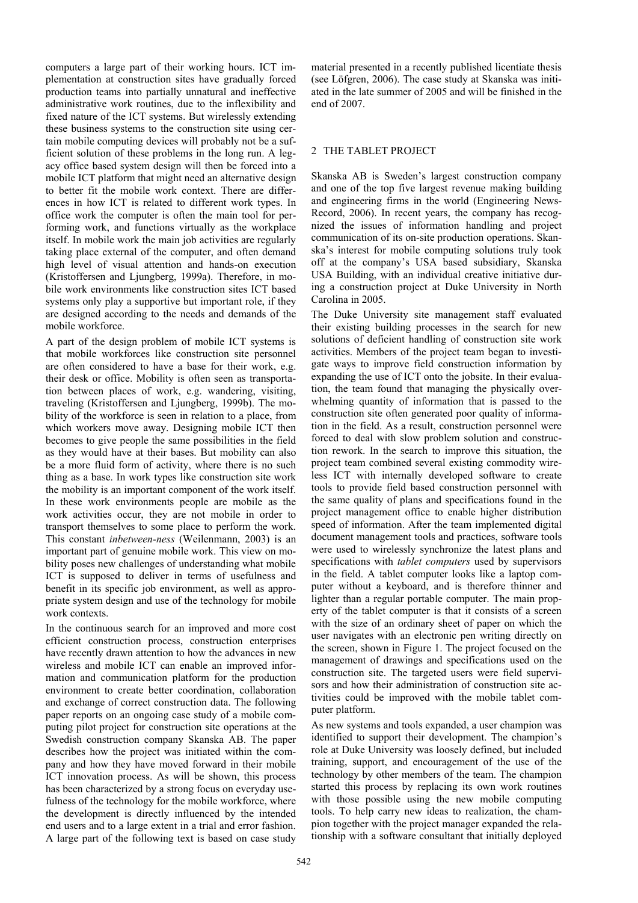computers a large part of their working hours. ICT implementation at construction sites have gradually forced production teams into partially unnatural and ineffective administrative work routines, due to the inflexibility and fixed nature of the ICT systems. But wirelessly extending these business systems to the construction site using certain mobile computing devices will probably not be a sufficient solution of these problems in the long run. A legacy office based system design will then be forced into a mobile ICT platform that might need an alternative design to better fit the mobile work context. There are differences in how ICT is related to different work types. In office work the computer is often the main tool for performing work, and functions virtually as the workplace itself. In mobile work the main job activities are regularly taking place external of the computer, and often demand high level of visual attention and hands-on execution (Kristoffersen and Ljungberg, 1999a). Therefore, in mobile work environments like construction sites ICT based systems only play a supportive but important role, if they are designed according to the needs and demands of the mobile workforce.

A part of the design problem of mobile ICT systems is that mobile workforces like construction site personnel are often considered to have a base for their work, e.g. their desk or office. Mobility is often seen as transportation between places of work, e.g. wandering, visiting, traveling (Kristoffersen and Ljungberg, 1999b). The mobility of the workforce is seen in relation to a place, from which workers move away. Designing mobile ICT then becomes to give people the same possibilities in the field as they would have at their bases. But mobility can also be a more fluid form of activity, where there is no such thing as a base. In work types like construction site work the mobility is an important component of the work itself. In these work environments people are mobile as the work activities occur, they are not mobile in order to transport themselves to some place to perform the work. This constant *inbetween-ness* (Weilenmann, 2003) is an important part of genuine mobile work. This view on mobility poses new challenges of understanding what mobile ICT is supposed to deliver in terms of usefulness and benefit in its specific job environment, as well as appropriate system design and use of the technology for mobile work contexts.

In the continuous search for an improved and more cost efficient construction process, construction enterprises have recently drawn attention to how the advances in new wireless and mobile ICT can enable an improved information and communication platform for the production environment to create better coordination, collaboration and exchange of correct construction data. The following paper reports on an ongoing case study of a mobile computing pilot project for construction site operations at the Swedish construction company Skanska AB. The paper describes how the project was initiated within the company and how they have moved forward in their mobile ICT innovation process. As will be shown, this process has been characterized by a strong focus on everyday usefulness of the technology for the mobile workforce, where the development is directly influenced by the intended end users and to a large extent in a trial and error fashion. A large part of the following text is based on case study material presented in a recently published licentiate thesis (see Löfgren, 2006). The case study at Skanska was initiated in the late summer of 2005 and will be finished in the end of 2007.

## 2 THE TABLET PROJECT

Skanska AB is Sweden's largest construction company and one of the top five largest revenue making building and engineering firms in the world (Engineering News-Record, 2006). In recent years, the company has recognized the issues of information handling and project communication of its on-site production operations. Skanska's interest for mobile computing solutions truly took off at the company's USA based subsidiary, Skanska USA Building, with an individual creative initiative during a construction project at Duke University in North Carolina in 2005.

The Duke University site management staff evaluated their existing building processes in the search for new solutions of deficient handling of construction site work activities. Members of the project team began to investigate ways to improve field construction information by expanding the use of ICT onto the jobsite. In their evaluation, the team found that managing the physically overwhelming quantity of information that is passed to the construction site often generated poor quality of information in the field. As a result, construction personnel were forced to deal with slow problem solution and construction rework. In the search to improve this situation, the project team combined several existing commodity wireless ICT with internally developed software to create tools to provide field based construction personnel with the same quality of plans and specifications found in the project management office to enable higher distribution speed of information. After the team implemented digital document management tools and practices, software tools were used to wirelessly synchronize the latest plans and specifications with *tablet computers* used by supervisors in the field. A tablet computer looks like a laptop computer without a keyboard, and is therefore thinner and lighter than a regular portable computer. The main property of the tablet computer is that it consists of a screen with the size of an ordinary sheet of paper on which the user navigates with an electronic pen writing directly on the screen, shown in Figure 1. The project focused on the management of drawings and specifications used on the construction site. The targeted users were field supervisors and how their administration of construction site activities could be improved with the mobile tablet computer platform.

As new systems and tools expanded, a user champion was identified to support their development. The champion's role at Duke University was loosely defined, but included training, support, and encouragement of the use of the technology by other members of the team. The champion started this process by replacing its own work routines with those possible using the new mobile computing tools. To help carry new ideas to realization, the champion together with the project manager expanded the relationship with a software consultant that initially deployed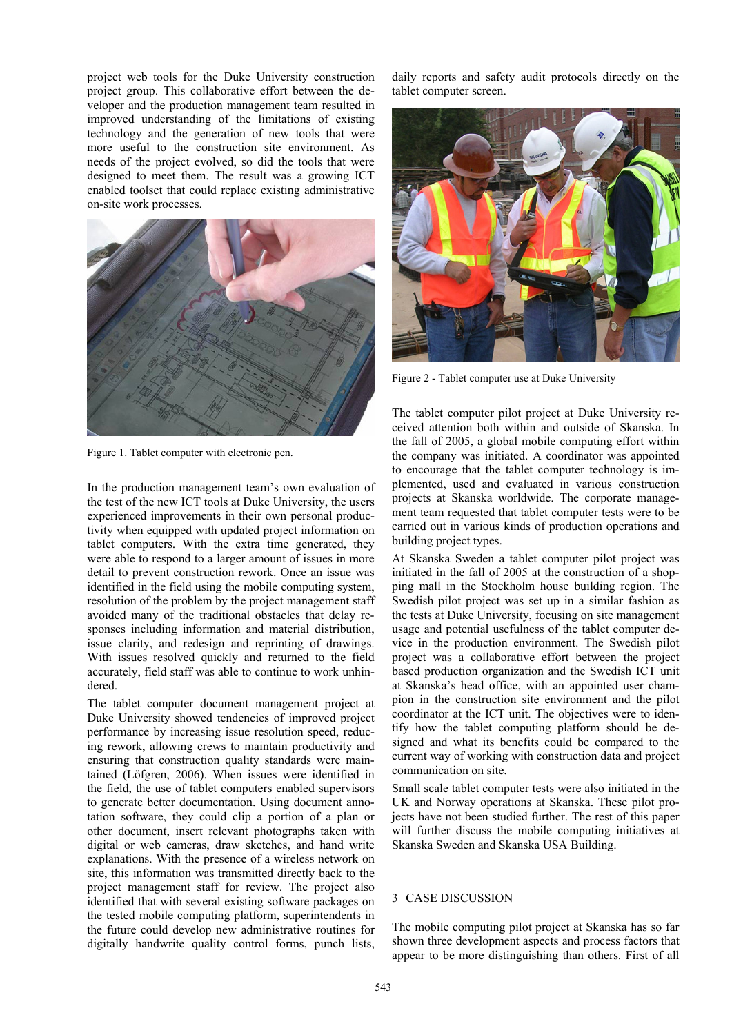project web tools for the Duke University construction project group. This collaborative effort between the developer and the production management team resulted in improved understanding of the limitations of existing technology and the generation of new tools that were more useful to the construction site environment. As needs of the project evolved, so did the tools that were designed to meet them. The result was a growing ICT enabled toolset that could replace existing administrative on-site work processes.

Figure 1. Tablet computer with electronic pen.

In the production management team's own evaluation of the test of the new ICT tools at Duke University, the users experienced improvements in their own personal productivity when equipped with updated project information on tablet computers. With the extra time generated, they were able to respond to a larger amount of issues in more detail to prevent construction rework. Once an issue was identified in the field using the mobile computing system, resolution of the problem by the project management staff avoided many of the traditional obstacles that delay responses including information and material distribution, issue clarity, and redesign and reprinting of drawings. With issues resolved quickly and returned to the field accurately, field staff was able to continue to work unhindered.

The tablet computer document management project at Duke University showed tendencies of improved project performance by increasing issue resolution speed, reducing rework, allowing crews to maintain productivity and ensuring that construction quality standards were maintained (Löfgren, 2006). When issues were identified in the field, the use of tablet computers enabled supervisors to generate better documentation. Using document annotation software, they could clip a portion of a plan or other document, insert relevant photographs taken with digital or web cameras, draw sketches, and hand write explanations. With the presence of a wireless network on site, this information was transmitted directly back to the project management staff for review. The project also identified that with several existing software packages on the tested mobile computing platform, superintendents in the future could develop new administrative routines for digitally handwrite quality control forms, punch lists, daily reports and safety audit protocols directly on the tablet computer screen.

Figure 2 - Tablet computer use at Duke University

The tablet computer pilot project at Duke University received attention both within and outside of Skanska. In the fall of 2005, a global mobile computing effort within the company was initiated. A coordinator was appointed to encourage that the tablet computer technology is implemented, used and evaluated in various construction projects at Skanska worldwide. The corporate management team requested that tablet computer tests were to be carried out in various kinds of production operations and building project types.

At Skanska Sweden a tablet computer pilot project was initiated in the fall of 2005 at the construction of a shopping mall in the Stockholm house building region. The Swedish pilot project was set up in a similar fashion as the tests at Duke University, focusing on site management usage and potential usefulness of the tablet computer device in the production environment. The Swedish pilot project was a collaborative effort between the project based production organization and the Swedish ICT unit at Skanska's head office, with an appointed user champion in the construction site environment and the pilot coordinator at the ICT unit. The objectives were to identify how the tablet computing platform should be designed and what its benefits could be compared to the current way of working with construction data and project communication on site.

Small scale tablet computer tests were also initiated in the UK and Norway operations at Skanska. These pilot projects have not been studied further. The rest of this paper will further discuss the mobile computing initiatives at Skanska Sweden and Skanska USA Building.

## 3 CASE DISCUSSION

The mobile computing pilot project at Skanska has so far shown three development aspects and process factors that appear to be more distinguishing than others. First of all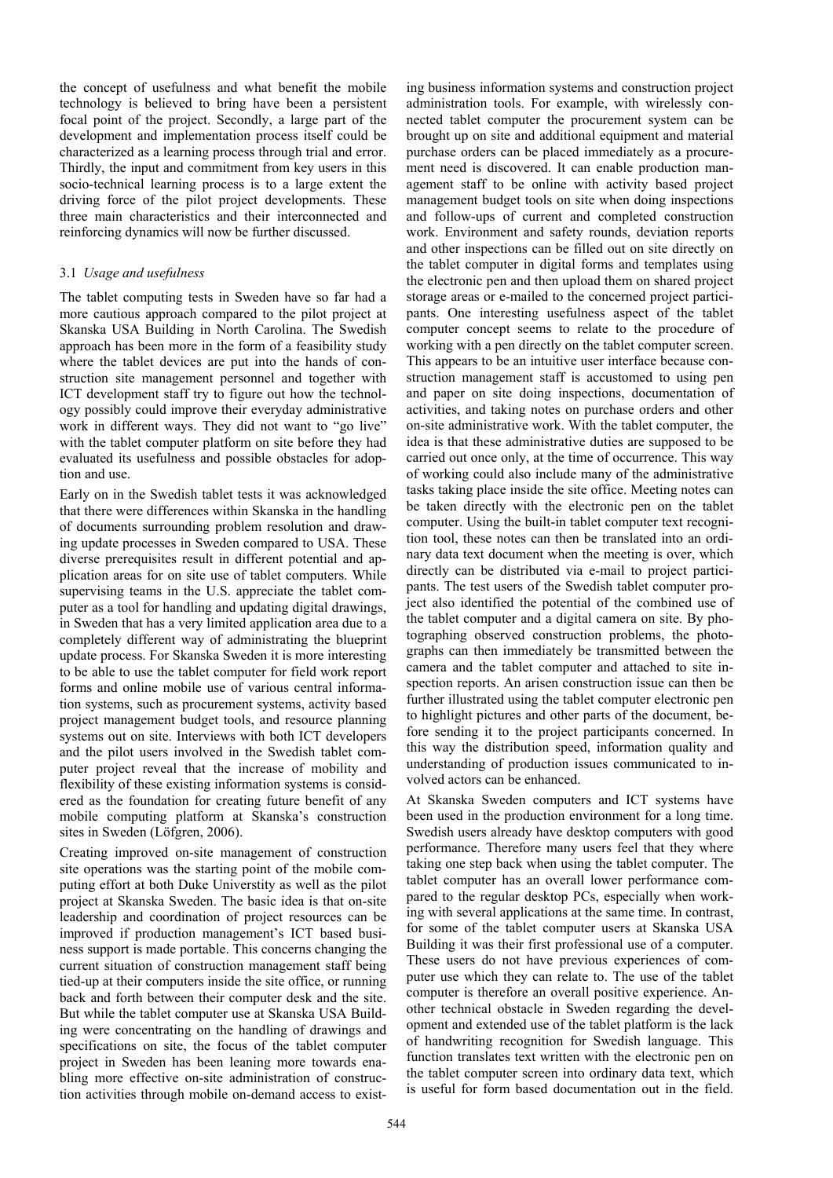the concept of usefulness and what benefit the mobile technology is believed to bring have been a persistent focal point of the project. Secondly, a large part of the development and implementation process itself could be characterized as a learning process through trial and error. Thirdly, the input and commitment from key users in this socio-technical learning process is to a large extent the driving force of the pilot project developments. These three main characteristics and their interconnected and reinforcing dynamics will now be further discussed.

### 3.1 *Usage and usefulness*

The tablet computing tests in Sweden have so far had a more cautious approach compared to the pilot project at Skanska USA Building in North Carolina. The Swedish approach has been more in the form of a feasibility study where the tablet devices are put into the hands of construction site management personnel and together with ICT development staff try to figure out how the technology possibly could improve their everyday administrative work in different ways. They did not want to "go live" with the tablet computer platform on site before they had evaluated its usefulness and possible obstacles for adoption and use.

Early on in the Swedish tablet tests it was acknowledged that there were differences within Skanska in the handling of documents surrounding problem resolution and drawing update processes in Sweden compared to USA. These diverse prerequisites result in different potential and application areas for on site use of tablet computers. While supervising teams in the U.S. appreciate the tablet computer as a tool for handling and updating digital drawings, in Sweden that has a very limited application area due to a completely different way of administrating the blueprint update process. For Skanska Sweden it is more interesting to be able to use the tablet computer for field work report forms and online mobile use of various central information systems, such as procurement systems, activity based project management budget tools, and resource planning systems out on site. Interviews with both ICT developers and the pilot users involved in the Swedish tablet computer project reveal that the increase of mobility and flexibility of these existing information systems is considered as the foundation for creating future benefit of any mobile computing platform at Skanska's construction sites in Sweden (Löfgren, 2006).

Creating improved on-site management of construction site operations was the starting point of the mobile computing effort at both Duke Universtity as well as the pilot project at Skanska Sweden. The basic idea is that on-site leadership and coordination of project resources can be improved if production management's ICT based business support is made portable. This concerns changing the current situation of construction management staff being tied-up at their computers inside the site office, or running back and forth between their computer desk and the site. But while the tablet computer use at Skanska USA Building were concentrating on the handling of drawings and specifications on site, the focus of the tablet computer project in Sweden has been leaning more towards enabling more effective on-site administration of construction activities through mobile on-demand access to existing business information systems and construction project administration tools. For example, with wirelessly connected tablet computer the procurement system can be brought up on site and additional equipment and material purchase orders can be placed immediately as a procurement need is discovered. It can enable production management staff to be online with activity based project management budget tools on site when doing inspections and follow-ups of current and completed construction work. Environment and safety rounds, deviation reports and other inspections can be filled out on site directly on the tablet computer in digital forms and templates using the electronic pen and then upload them on shared project storage areas or e-mailed to the concerned project participants. One interesting usefulness aspect of the tablet computer concept seems to relate to the procedure of working with a pen directly on the tablet computer screen. This appears to be an intuitive user interface because construction management staff is accustomed to using pen and paper on site doing inspections, documentation of activities, and taking notes on purchase orders and other on-site administrative work. With the tablet computer, the idea is that these administrative duties are supposed to be carried out once only, at the time of occurrence. This way of working could also include many of the administrative tasks taking place inside the site office. Meeting notes can be taken directly with the electronic pen on the tablet computer. Using the built-in tablet computer text recognition tool, these notes can then be translated into an ordinary data text document when the meeting is over, which directly can be distributed via e-mail to project participants. The test users of the Swedish tablet computer project also identified the potential of the combined use of the tablet computer and a digital camera on site. By photographing observed construction problems, the photographs can then immediately be transmitted between the camera and the tablet computer and attached to site inspection reports. An arisen construction issue can then be further illustrated using the tablet computer electronic pen to highlight pictures and other parts of the document, before sending it to the project participants concerned. In this way the distribution speed, information quality and understanding of production issues communicated to involved actors can be enhanced.

At Skanska Sweden computers and ICT systems have been used in the production environment for a long time. Swedish users already have desktop computers with good performance. Therefore many users feel that they where taking one step back when using the tablet computer. The tablet computer has an overall lower performance compared to the regular desktop PCs, especially when working with several applications at the same time. In contrast, for some of the tablet computer users at Skanska USA Building it was their first professional use of a computer. These users do not have previous experiences of computer use which they can relate to. The use of the tablet computer is therefore an overall positive experience. Another technical obstacle in Sweden regarding the development and extended use of the tablet platform is the lack of handwriting recognition for Swedish language. This function translates text written with the electronic pen on the tablet computer screen into ordinary data text, which is useful for form based documentation out in the field.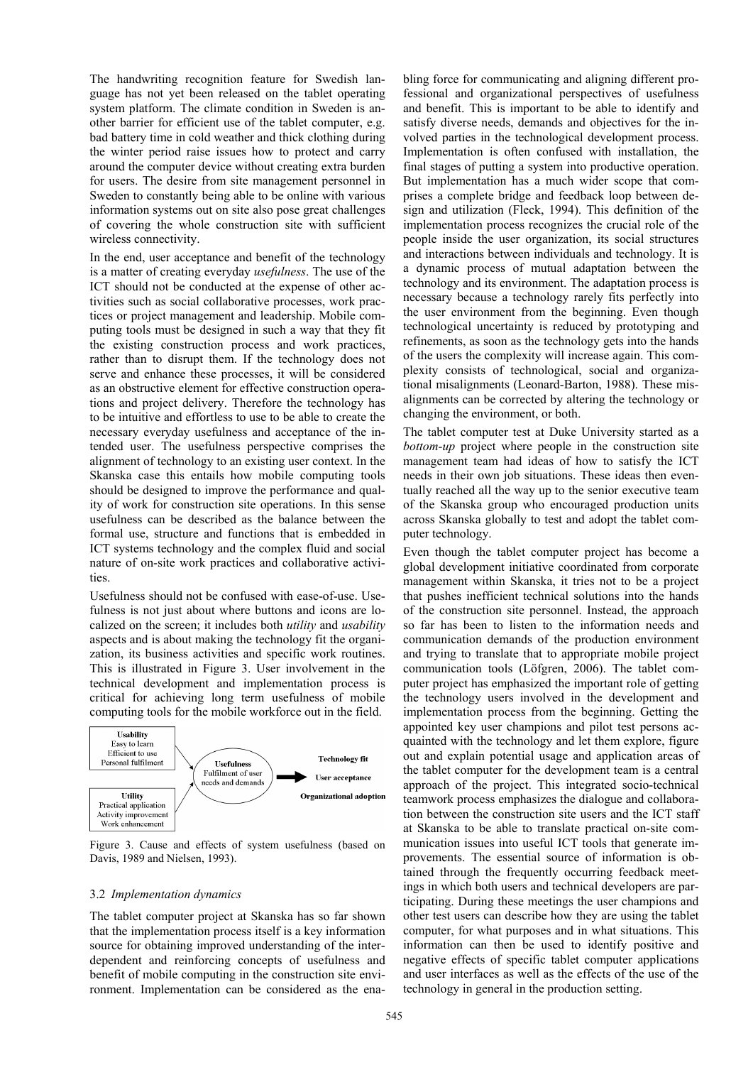The handwriting recognition feature for Swedish language has not yet been released on the tablet operating system platform. The climate condition in Sweden is another barrier for efficient use of the tablet computer, e.g. bad battery time in cold weather and thick clothing during the winter period raise issues how to protect and carry around the computer device without creating extra burden for users. The desire from site management personnel in Sweden to constantly being able to be online with various information systems out on site also pose great challenges of covering the whole construction site with sufficient wireless connectivity.

In the end, user acceptance and benefit of the technology is a matter of creating everyday *usefulness*. The use of the ICT should not be conducted at the expense of other activities such as social collaborative processes, work practices or project management and leadership. Mobile computing tools must be designed in such a way that they fit the existing construction process and work practices, rather than to disrupt them. If the technology does not serve and enhance these processes, it will be considered as an obstructive element for effective construction operations and project delivery. Therefore the technology has to be intuitive and effortless to use to be able to create the necessary everyday usefulness and acceptance of the intended user. The usefulness perspective comprises the alignment of technology to an existing user context. In the Skanska case this entails how mobile computing tools should be designed to improve the performance and quality of work for construction site operations. In this sense usefulness can be described as the balance between the formal use, structure and functions that is embedded in ICT systems technology and the complex fluid and social nature of on-site work practices and collaborative activities.

Usefulness should not be confused with ease-of-use. Usefulness is not just about where buttons and icons are localized on the screen; it includes both *utility* and *usability* aspects and is about making the technology fit the organization, its business activities and specific work routines. This is illustrated in Figure 3. User involvement in the technical development and implementation process is critical for achieving long term usefulness of mobile computing tools for the mobile workforce out in the field.

**Usability**
Easy to learn
Efficient to use
Personal fulfilment

**Utility**
Practical application
Activity improvement
Work enhancement

**Usefulness**
Fulfilment of user needs and demands

**Technology fit**
**User acceptance**
**Organizational adoption**

Figure 3. Cause and effects of system usefulness (based on Davis, 1989 and Nielsen, 1993).

### 3.2 *Implementation dynamics*

The tablet computer project at Skanska has so far shown that the implementation process itself is a key information source for obtaining improved understanding of the interdependent and reinforcing concepts of usefulness and benefit of mobile computing in the construction site environment. Implementation can be considered as the enabling force for communicating and aligning different professional and organizational perspectives of usefulness and benefit. This is important to be able to identify and satisfy diverse needs, demands and objectives for the involved parties in the technological development process. Implementation is often confused with installation, the final stages of putting a system into productive operation. But implementation has a much wider scope that comprises a complete bridge and feedback loop between design and utilization (Fleck, 1994). This definition of the implementation process recognizes the crucial role of the people inside the user organization, its social structures and interactions between individuals and technology. It is a dynamic process of mutual adaptation between the technology and its environment. The adaptation process is necessary because a technology rarely fits perfectly into the user environment from the beginning. Even though technological uncertainty is reduced by prototyping and refinements, as soon as the technology gets into the hands of the users the complexity will increase again. This complexity consists of technological, social and organizational misalignments (Leonard-Barton, 1988). These misalignments can be corrected by altering the technology or changing the environment, or both.

The tablet computer test at Duke University started as a *bottom-up* project where people in the construction site management team had ideas of how to satisfy the ICT needs in their own job situations. These ideas then eventually reached all the way up to the senior executive team of the Skanska group who encouraged production units across Skanska globally to test and adopt the tablet computer technology.

Even though the tablet computer project has become a global development initiative coordinated from corporate management within Skanska, it tries not to be a project that pushes inefficient technical solutions into the hands of the construction site personnel. Instead, the approach so far has been to listen to the information needs and communication demands of the production environment and trying to translate that to appropriate mobile project communication tools (Löfgren, 2006). The tablet computer project has emphasized the important role of getting the technology users involved in the development and implementation process from the beginning. Getting the appointed key user champions and pilot test persons acquainted with the technology and let them explore, figure out and explain potential usage and application areas of the tablet computer for the development team is a central approach of the project. This integrated socio-technical teamwork process emphasizes the dialogue and collaboration between the construction site users and the ICT staff at Skanska to be able to translate practical on-site communication issues into useful ICT tools that generate improvements. The essential source of information is obtained through the frequently occurring feedback meetings in which both users and technical developers are participating. During these meetings the user champions and other test users can describe how they are using the tablet computer, for what purposes and in what situations. This information can then be used to identify positive and negative effects of specific tablet computer applications and user interfaces as well as the effects of the use of the technology in general in the production setting.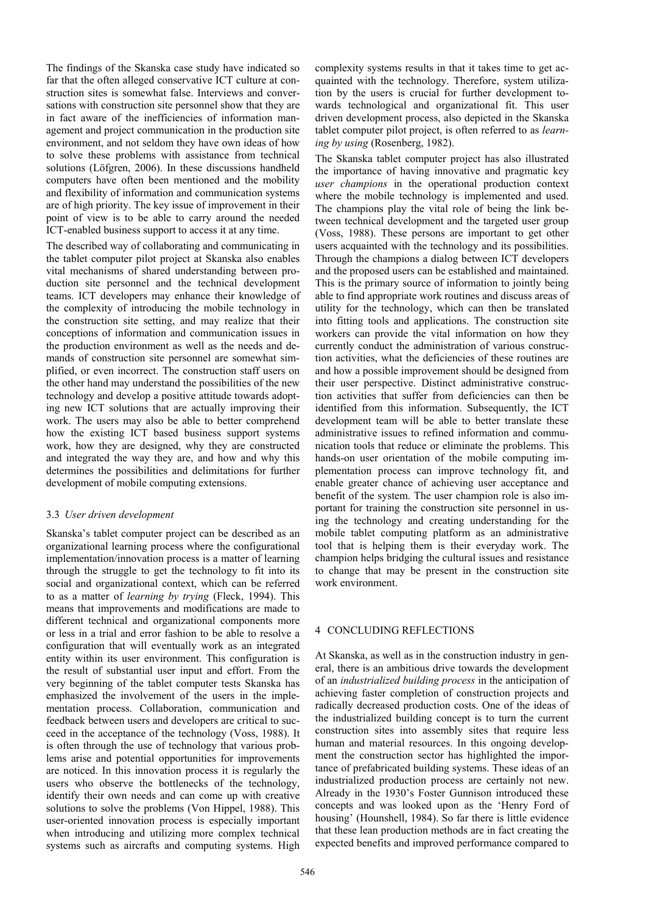The findings of the Skanska case study have indicated so far that the often alleged conservative ICT culture at construction sites is somewhat false. Interviews and conversations with construction site personnel show that they are in fact aware of the inefficiencies of information management and project communication in the production site environment, and not seldom they have own ideas of how to solve these problems with assistance from technical solutions (Löfgren, 2006). In these discussions handheld computers have often been mentioned and the mobility and flexibility of information and communication systems are of high priority. The key issue of improvement in their point of view is to be able to carry around the needed ICT-enabled business support to access it at any time.

The described way of collaborating and communicating in the tablet computer pilot project at Skanska also enables vital mechanisms of shared understanding between production site personnel and the technical development teams. ICT developers may enhance their knowledge of the complexity of introducing the mobile technology in the construction site setting, and may realize that their conceptions of information and communication issues in the production environment as well as the needs and demands of construction site personnel are somewhat simplified, or even incorrect. The construction staff users on the other hand may understand the possibilities of the new technology and develop a positive attitude towards adopting new ICT solutions that are actually improving their work. The users may also be able to better comprehend how the existing ICT based business support systems work, how they are designed, why they are constructed and integrated the way they are, and how and why this determines the possibilities and delimitations for further development of mobile computing extensions.

### 3.3 *User driven development*

Skanska's tablet computer project can be described as an organizational learning process where the configurational implementation/innovation process is a matter of learning through the struggle to get the technology to fit into its social and organizational context, which can be referred to as a matter of *learning by trying* (Fleck, 1994). This means that improvements and modifications are made to different technical and organizational components more or less in a trial and error fashion to be able to resolve a configuration that will eventually work as an integrated entity within its user environment. This configuration is the result of substantial user input and effort. From the very beginning of the tablet computer tests Skanska has emphasized the involvement of the users in the implementation process. Collaboration, communication and feedback between users and developers are critical to succeed in the acceptance of the technology (Voss, 1988). It is often through the use of technology that various problems arise and potential opportunities for improvements are noticed. In this innovation process it is regularly the users who observe the bottlenecks of the technology, identify their own needs and can come up with creative solutions to solve the problems (Von Hippel, 1988). This user-oriented innovation process is especially important when introducing and utilizing more complex technical systems such as aircrafts and computing systems. High complexity systems results in that it takes time to get acquainted with the technology. Therefore, system utilization by the users is crucial for further development towards technological and organizational fit. This user driven development process, also depicted in the Skanska tablet computer pilot project, is often referred to as *learning by using* (Rosenberg, 1982).

The Skanska tablet computer project has also illustrated the importance of having innovative and pragmatic key *user champions* in the operational production context where the mobile technology is implemented and used. The champions play the vital role of being the link between technical development and the targeted user group (Voss, 1988). These persons are important to get other users acquainted with the technology and its possibilities. Through the champions a dialog between ICT developers and the proposed users can be established and maintained. This is the primary source of information to jointly being able to find appropriate work routines and discuss areas of utility for the technology, which can then be translated into fitting tools and applications. The construction site workers can provide the vital information on how they currently conduct the administration of various construction activities, what the deficiencies of these routines are and how a possible improvement should be designed from their user perspective. Distinct administrative construction activities that suffer from deficiencies can then be identified from this information. Subsequently, the ICT development team will be able to better translate these administrative issues to refined information and communication tools that reduce or eliminate the problems. This hands-on user orientation of the mobile computing implementation process can improve technology fit, and enable greater chance of achieving user acceptance and benefit of the system. The user champion role is also important for training the construction site personnel in using the technology and creating understanding for the mobile tablet computing platform as an administrative tool that is helping them is their everyday work. The champion helps bridging the cultural issues and resistance to change that may be present in the construction site work environment.

## 4 CONCLUDING REFLECTIONS

At Skanska, as well as in the construction industry in general, there is an ambitious drive towards the development of an *industrialized building process* in the anticipation of achieving faster completion of construction projects and radically decreased production costs. One of the ideas of the industrialized building concept is to turn the current construction sites into assembly sites that require less human and material resources. In this ongoing development the construction sector has highlighted the importance of prefabricated building systems. These ideas of an industrialized production process are certainly not new. Already in the 1930's Foster Gunnison introduced these concepts and was looked upon as the 'Henry Ford of housing' (Hounshell, 1984). So far there is little evidence that these lean production methods are in fact creating the expected benefits and improved performance compared to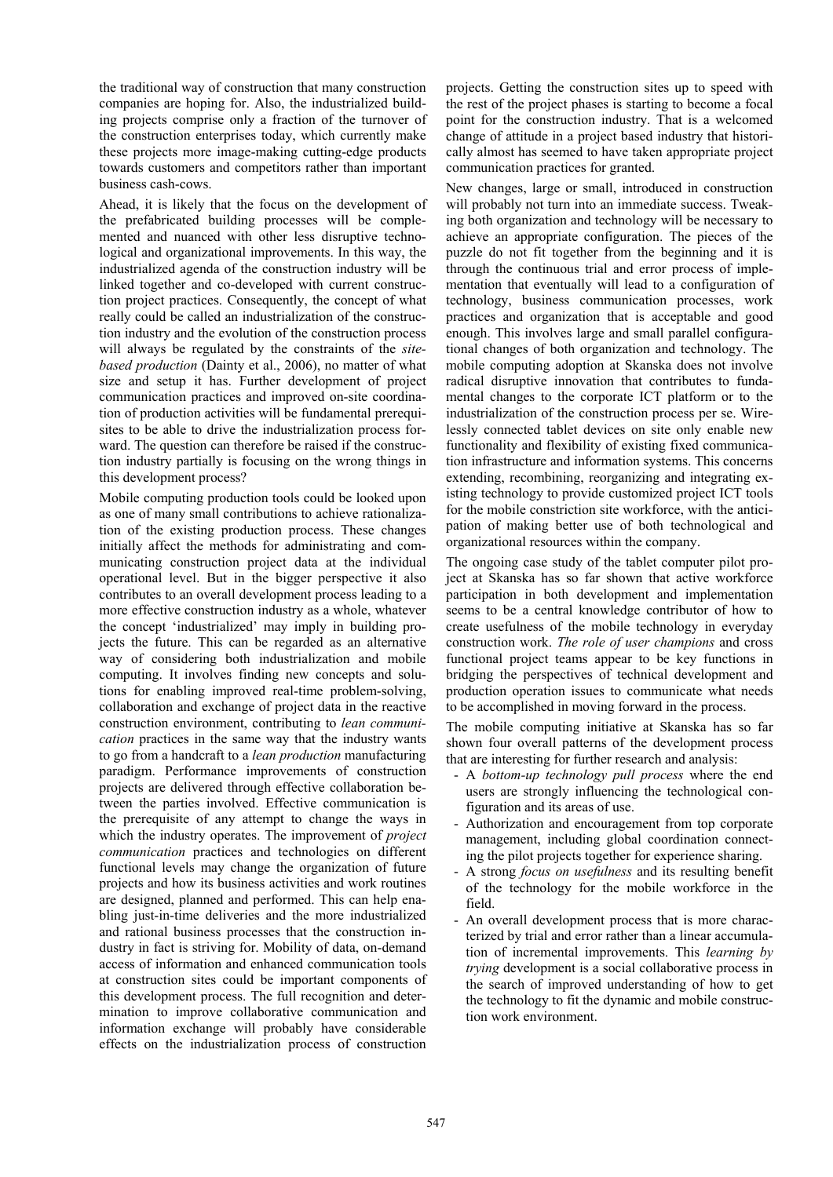the traditional way of construction that many construction companies are hoping for. Also, the industrialized building projects comprise only a fraction of the turnover of the construction enterprises today, which currently make these projects more image-making cutting-edge products towards customers and competitors rather than important business cash-cows.

Ahead, it is likely that the focus on the development of the prefabricated building processes will be complemented and nuanced with other less disruptive technological and organizational improvements. In this way, the industrialized agenda of the construction industry will be linked together and co-developed with current construction project practices. Consequently, the concept of what really could be called an industrialization of the construction industry and the evolution of the construction process will always be regulated by the constraints of the *site-based production* (Dainty et al., 2006), no matter of what size and setup it has. Further development of project communication practices and improved on-site coordination of production activities will be fundamental prerequisites to be able to drive the industrialization process forward. The question can therefore be raised if the construction industry partially is focusing on the wrong things in this development process?

Mobile computing production tools could be looked upon as one of many small contributions to achieve rationalization of the existing production process. These changes initially affect the methods for administrating and communicating construction project data at the individual operational level. But in the bigger perspective it also contributes to an overall development process leading to a more effective construction industry as a whole, whatever the concept 'industrialized' may imply in building projects the future. This can be regarded as an alternative way of considering both industrialization and mobile computing. It involves finding new concepts and solutions for enabling improved real-time problem-solving, collaboration and exchange of project data in the reactive construction environment, contributing to *lean communication* practices in the same way that the industry wants to go from a handcraft to a *lean production* manufacturing paradigm. Performance improvements of construction projects are delivered through effective collaboration between the parties involved. Effective communication is the prerequisite of any attempt to change the ways in which the industry operates. The improvement of *project communication* practices and technologies on different functional levels may change the organization of future projects and how its business activities and work routines are designed, planned and performed. This can help enabling just-in-time deliveries and the more industrialized and rational business processes that the construction industry in fact is striving for. Mobility of data, on-demand access of information and enhanced communication tools at construction sites could be important components of this development process. The full recognition and determination to improve collaborative communication and information exchange will probably have considerable effects on the industrialization process of construction projects. Getting the construction sites up to speed with the rest of the project phases is starting to become a focal point for the construction industry. That is a welcomed change of attitude in a project based industry that historically almost has seemed to have taken appropriate project communication practices for granted.

New changes, large or small, introduced in construction will probably not turn into an immediate success. Tweaking both organization and technology will be necessary to achieve an appropriate configuration. The pieces of the puzzle do not fit together from the beginning and it is through the continuous trial and error process of implementation that eventually will lead to a configuration of technology, business communication processes, work practices and organization that is acceptable and good enough. This involves large and small parallel configurational changes of both organization and technology. The mobile computing adoption at Skanska does not involve radical disruptive innovation that contributes to fundamental changes to the corporate ICT platform or to the industrialization of the construction process per se. Wirelessly connected tablet devices on site only enable new functionality and flexibility of existing fixed communication infrastructure and information systems. This concerns extending, recombining, reorganizing and integrating existing technology to provide customized project ICT tools for the mobile constriction site workforce, with the anticipation of making better use of both technological and organizational resources within the company.

The ongoing case study of the tablet computer pilot project at Skanska has so far shown that active workforce participation in both development and implementation seems to be a central knowledge contributor of how to create usefulness of the mobile technology in everyday construction work. *The role of user champions* and cross functional project teams appear to be key functions in bridging the perspectives of technical development and production operation issues to communicate what needs to be accomplished in moving forward in the process.

The mobile computing initiative at Skanska has so far shown four overall patterns of the development process that are interesting for further research and analysis:

- A *bottom-up technology pull process* where the end users are strongly influencing the technological configuration and its areas of use.
- Authorization and encouragement from top corporate management, including global coordination connecting the pilot projects together for experience sharing.
- A strong *focus on usefulness* and its resulting benefit of the technology for the mobile workforce in the field.
- An overall development process that is more characterized by trial and error rather than a linear accumulation of incremental improvements. This *learning by trying* development is a social collaborative process in the search of improved understanding of how to get the technology to fit the dynamic and mobile construction work environment.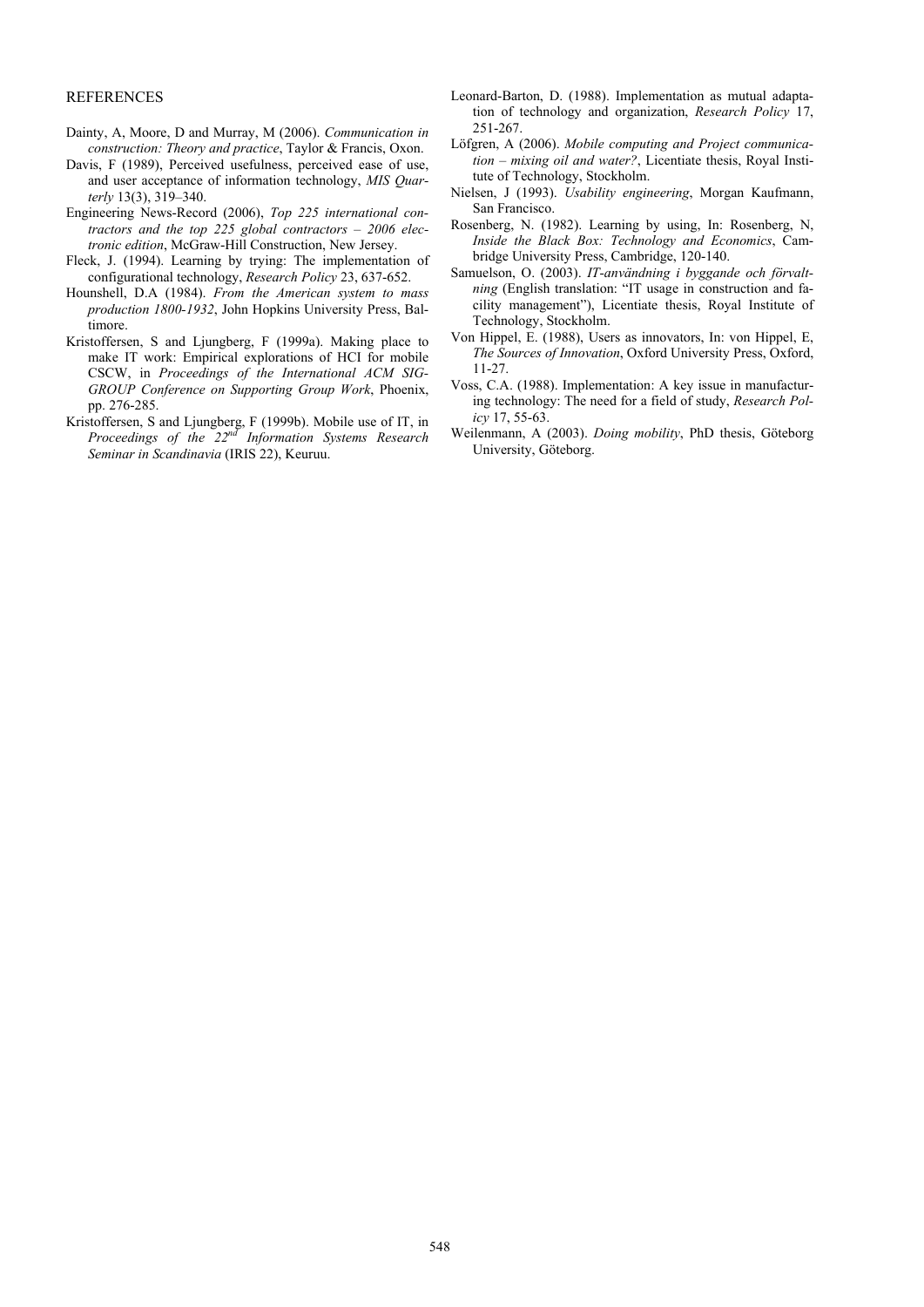## REFERENCES

Dainty, A, Moore, D and Murray, M (2006). *Communication in construction: Theory and practice*, Taylor & Francis, Oxon.

Davis, F (1989), Perceived usefulness, perceived ease of use, and user acceptance of information technology, *MIS Quarterly* 13(3), 319–340.

Engineering News-Record (2006), *Top 225 international contractors and the top 225 global contractors – 2006 electronic edition*, McGraw-Hill Construction, New Jersey.

Fleck, J. (1994). Learning by trying: The implementation of configurational technology, *Research Policy* 23, 637-652.

Hounshell, D.A (1984). *From the American system to mass production 1800-1932*, John Hopkins University Press, Baltimore.

Kristoffersen, S and Ljungberg, F (1999a). Making place to make IT work: Empirical explorations of HCI for mobile CSCW, in *Proceedings of the International ACM SIGGROUP Conference on Supporting Group Work*, Phoenix, pp. 276-285.

Kristoffersen, S and Ljungberg, F (1999b). Mobile use of IT, in *Proceedings of the 22nd Information Systems Research Seminar in Scandinavia* (IRIS 22), Keuruu.

Leonard-Barton, D. (1988). Implementation as mutual adaptation of technology and organization, *Research Policy* 17, 251-267.

Löfgren, A (2006). *Mobile computing and Project communication – mixing oil and water?*, Licentiate thesis, Royal Institute of Technology, Stockholm.

Nielsen, J (1993). *Usability engineering*, Morgan Kaufmann, San Francisco.

Rosenberg, N. (1982). Learning by using, In: Rosenberg, N, *Inside the Black Box: Technology and Economics*, Cambridge University Press, Cambridge, 120-140.

Samuelson, O. (2003). *IT-användning i byggande och förvaltning* (English translation: "IT usage in construction and facility management"), Licentiate thesis, Royal Institute of Technology, Stockholm.

Von Hippel, E. (1988), Users as innovators, In: von Hippel, E, *The Sources of Innovation*, Oxford University Press, Oxford, 11-27.

Voss, C.A. (1988). Implementation: A key issue in manufacturing technology: The need for a field of study, *Research Policy* 17, 55-63.

Weilenmann, A (2003). *Doing mobility*, PhD thesis, Göteborg University, Göteborg.